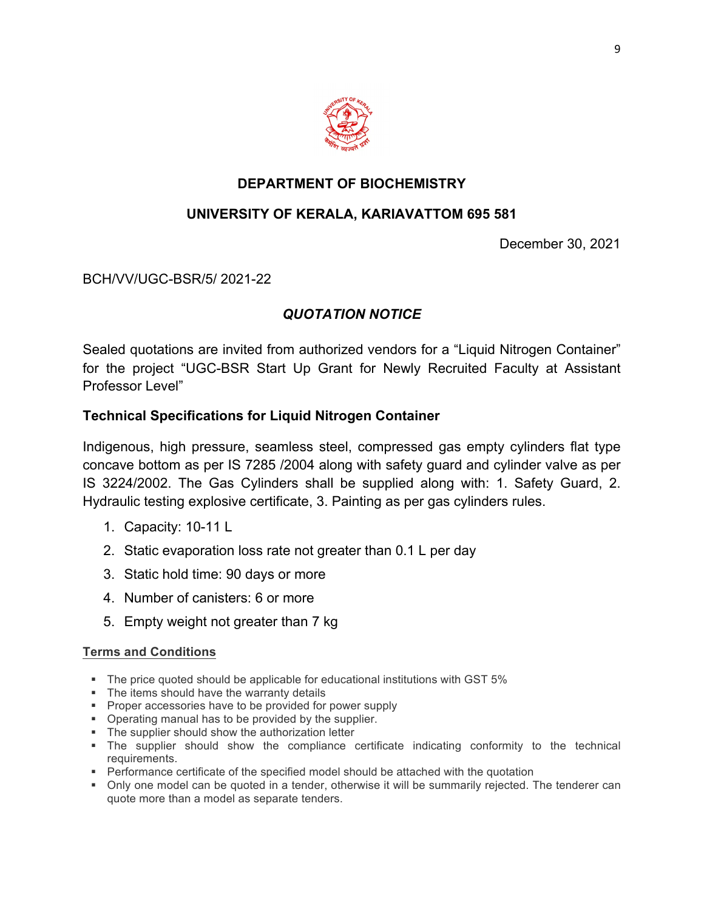## DEPARTMENT OF BIOCHEMISTRY

## UNIVERSITY OF KERALA, KARIAVATTOM 695 581

December 30, 2021

BCH/VV/UGC-BSR/5/ 2021-22

### *QUOTATION NOTICE*

Sealed quotations are invited from authorized vendors for a “Liquid Nitrogen Container” for the project “UGC-BSR Start Up Grant for Newly Recruited Faculty at Assistant Professor Level”

### Technical Specifications for Liquid Nitrogen Container

Indigenous, high pressure, seamless steel, compressed gas empty cylinders flat type concave bottom as per IS 7285 /2004 along with safety guard and cylinder valve as per IS 3224/2002. The Gas Cylinders shall be supplied along with: 1. Safety Guard, 2. Hydraulic testing explosive certificate, 3. Painting as per gas cylinders rules.

1. Capacity: 10-11 L
2. Static evaporation loss rate not greater than 0.1 L per day
3. Static hold time: 90 days or more
4. Number of canisters: 6 or more
5. Empty weight not greater than 7 kg

#### Terms and Conditions

- The price quoted should be applicable for educational institutions with GST 5%
- The items should have the warranty details
- Proper accessories have to be provided for power supply
- Operating manual has to be provided by the supplier.
- The supplier should show the authorization letter
- The supplier should show the compliance certificate indicating conformity to the technical requirements.
- Performance certificate of the specified model should be attached with the quotation
- Only one model can be quoted in a tender, otherwise it will be summarily rejected. The tenderer can quote more than a model as separate tenders.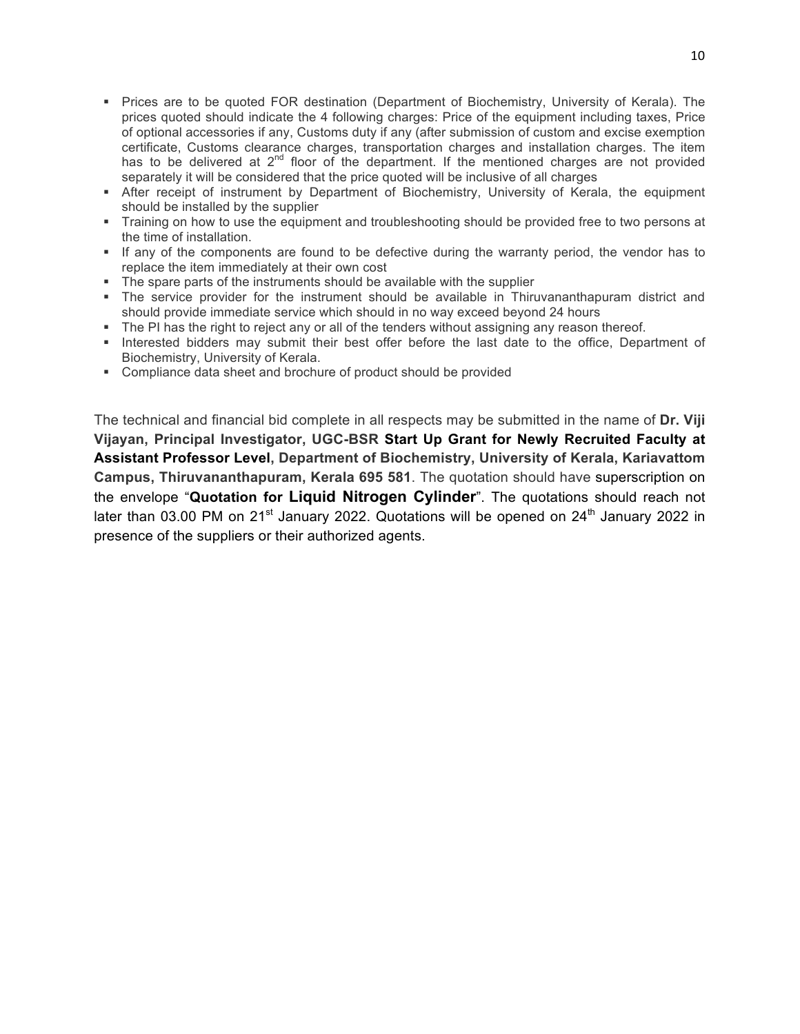- Prices are to be quoted FOR destination (Department of Biochemistry, University of Kerala). The prices quoted should indicate the 4 following charges: Price of the equipment including taxes, Price of optional accessories if any, Customs duty if any (after submission of custom and excise exemption certificate, Customs clearance charges, transportation charges and installation charges. The item has to be delivered at 2nd floor of the department. If the mentioned charges are not provided separately it will be considered that the price quoted will be inclusive of all charges
- After receipt of instrument by Department of Biochemistry, University of Kerala, the equipment should be installed by the supplier
- Training on how to use the equipment and troubleshooting should be provided free to two persons at the time of installation.
- If any of the components are found to be defective during the warranty period, the vendor has to replace the item immediately at their own cost
- The spare parts of the instruments should be available with the supplier
- The service provider for the instrument should be available in Thiruvananthapuram district and should provide immediate service which should in no way exceed beyond 24 hours
- The PI has the right to reject any or all of the tenders without assigning any reason thereof.
- Interested bidders may submit their best offer before the last date to the office, Department of Biochemistry, University of Kerala.
- Compliance data sheet and brochure of product should be provided

The technical and financial bid complete in all respects may be submitted in the name of **Dr. Viji Vijayan, Principal Investigator, UGC-BSR Start Up Grant for Newly Recruited Faculty at Assistant Professor Level, Department of Biochemistry, University of Kerala, Kariavattom Campus, Thiruvananthapuram, Kerala 695 581**. The quotation should have superscription on the envelope "**Quotation for Liquid Nitrogen Cylinder**". The quotations should reach not later than 03.00 PM on 21st January 2022. Quotations will be opened on 24th January 2022 in presence of the suppliers or their authorized agents.